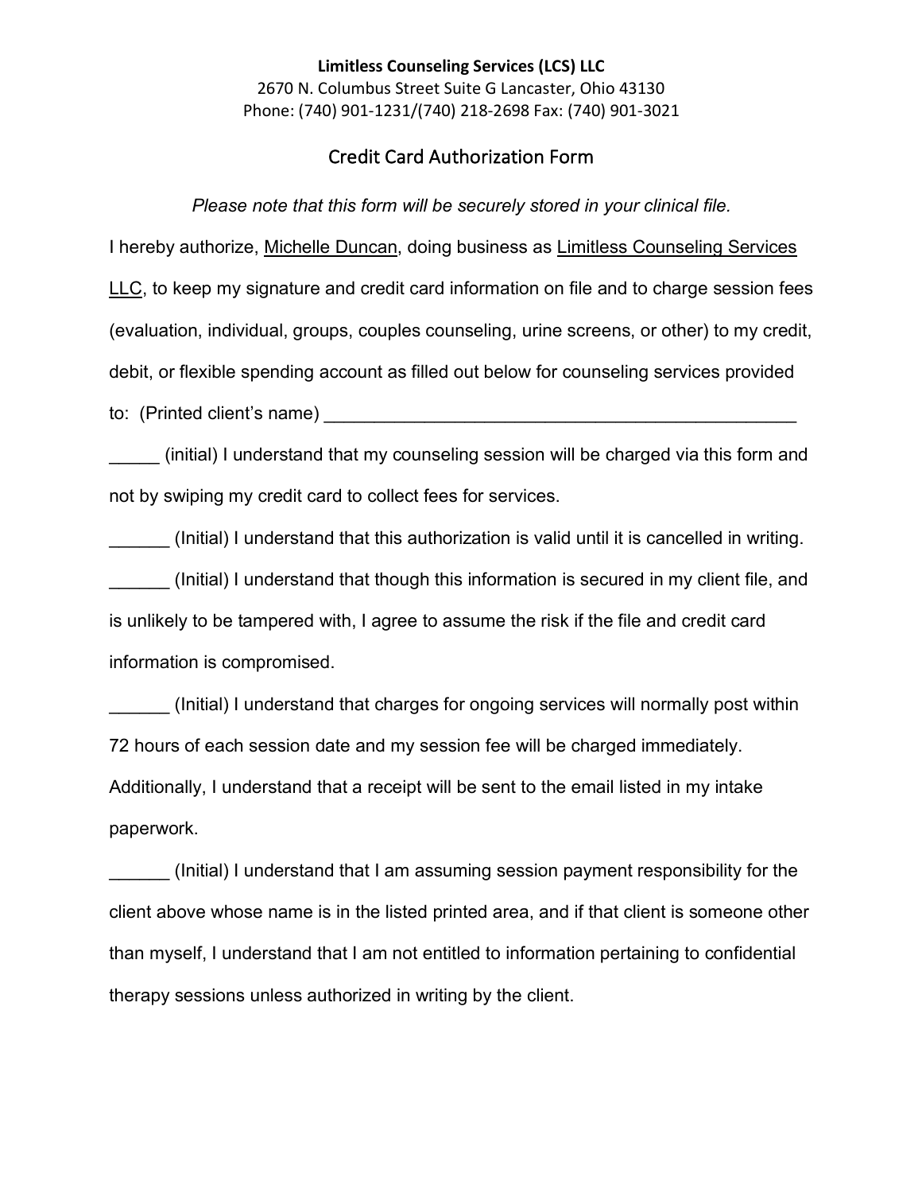**Limitless Counseling Services (LCS) LLC**
2670 N. Columbus Street Suite G Lancaster, Ohio 43130
Phone: (740) 901-1231/(740) 218-2698 Fax: (740) 901-3021

# Credit Card Authorization Form

*Please note that this form will be securely stored in your clinical file.*

I hereby authorize, <u>Michelle Duncan</u>, doing business as <u>Limitless Counseling Services LLC</u>, to keep my signature and credit card information on file and to charge session fees (evaluation, individual, groups, couples counseling, urine screens, or other) to my credit, debit, or flexible spending account as filled out below for counseling services provided to: (Printed client's name) ________________________________________________

_____ (initial) I understand that my counseling session will be charged via this form and not by swiping my credit card to collect fees for services.

______ (Initial) I understand that this authorization is valid until it is cancelled in writing.

______ (Initial) I understand that though this information is secured in my client file, and is unlikely to be tampered with, I agree to assume the risk if the file and credit card information is compromised.

______ (Initial) I understand that charges for ongoing services will normally post within 72 hours of each session date and my session fee will be charged immediately. Additionally, I understand that a receipt will be sent to the email listed in my intake paperwork.

______ (Initial) I understand that I am assuming session payment responsibility for the client above whose name is in the listed printed area, and if that client is someone other than myself, I understand that I am not entitled to information pertaining to confidential therapy sessions unless authorized in writing by the client.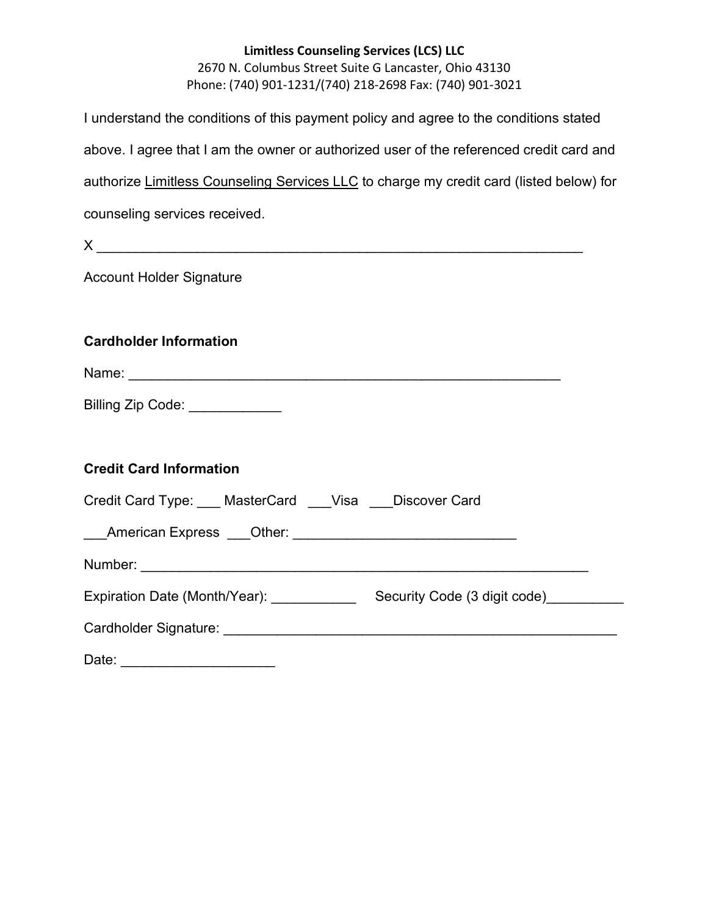**Limitless Counseling Services (LCS) LLC**
2670 N. Columbus Street Suite G Lancaster, Ohio 43130
Phone: (740) 901-1231/(740) 218-2698 Fax: (740) 901-3021

I understand the conditions of this payment policy and agree to the conditions stated above. I agree that I am the owner or authorized user of the referenced credit card and authorize Limitless Counseling Services LLC to charge my credit card (listed below) for counseling services received.

X ______________________________________________________________

Account Holder Signature

**Cardholder Information**

Name: _______________________________________________________

Billing Zip Code: ____________

**Credit Card Information**

Credit Card Type: ___ MasterCard ___Visa ___Discover Card

___American Express ___Other: ____________________________

Number: _______________________________________________________

Expiration Date (Month/Year): ___________ Security Code (3 digit code)__________

Cardholder Signature: __________________________________________________

Date: ____________________